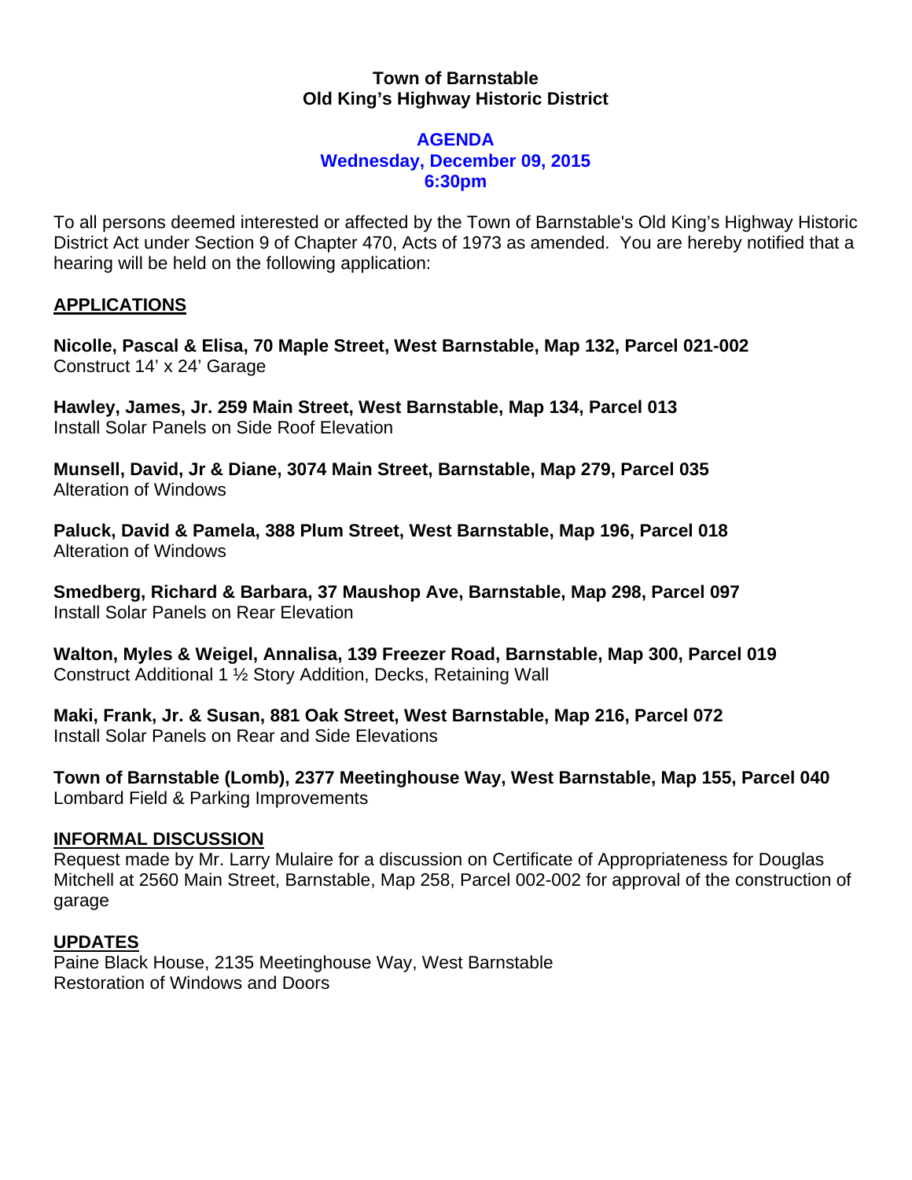**Town of Barnstable**
**Old King's Highway Historic District**

**AGENDA**
**Wednesday, December 09, 2015**
**6:30pm**

To all persons deemed interested or affected by the Town of Barnstable's Old King's Highway Historic District Act under Section 9 of Chapter 470, Acts of 1973 as amended. You are hereby notified that a hearing will be held on the following application:

## APPLICATIONS

**Nicolle, Pascal & Elisa, 70 Maple Street, West Barnstable, Map 132, Parcel 021-002**
Construct 14' x 24' Garage

**Hawley, James, Jr. 259 Main Street, West Barnstable, Map 134, Parcel 013**
Install Solar Panels on Side Roof Elevation

**Munsell, David, Jr & Diane, 3074 Main Street, Barnstable, Map 279, Parcel 035**
Alteration of Windows

**Paluck, David & Pamela, 388 Plum Street, West Barnstable, Map 196, Parcel 018**
Alteration of Windows

**Smedberg, Richard & Barbara, 37 Maushop Ave, Barnstable, Map 298, Parcel 097**
Install Solar Panels on Rear Elevation

**Walton, Myles & Weigel, Annalisa, 139 Freezer Road, Barnstable, Map 300, Parcel 019**
Construct Additional 1 ½ Story Addition, Decks, Retaining Wall

**Maki, Frank, Jr. & Susan, 881 Oak Street, West Barnstable, Map 216, Parcel 072**
Install Solar Panels on Rear and Side Elevations

**Town of Barnstable (Lomb), 2377 Meetinghouse Way, West Barnstable, Map 155, Parcel 040**
Lombard Field & Parking Improvements

## INFORMAL DISCUSSION

Request made by Mr. Larry Mulaire for a discussion on Certificate of Appropriateness for Douglas Mitchell at 2560 Main Street, Barnstable, Map 258, Parcel 002-002 for approval of the construction of garage

## UPDATES

Paine Black House, 2135 Meetinghouse Way, West Barnstable
Restoration of Windows and Doors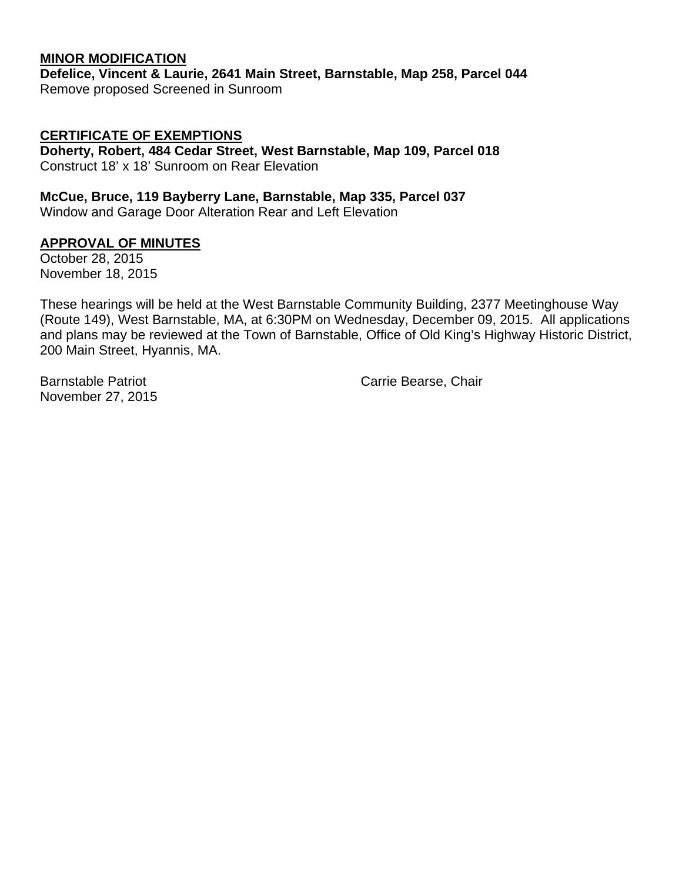**MINOR MODIFICATION**

**Defelice, Vincent & Laurie, 2641 Main Street, Barnstable, Map 258, Parcel 044**
Remove proposed Screened in Sunroom

**CERTIFICATE OF EXEMPTIONS**

**Doherty, Robert, 484 Cedar Street, West Barnstable, Map 109, Parcel 018**
Construct 18' x 18' Sunroom on Rear Elevation

**McCue, Bruce, 119 Bayberry Lane, Barnstable, Map 335, Parcel 037**
Window and Garage Door Alteration Rear and Left Elevation

**APPROVAL OF MINUTES**

October 28, 2015
November 18, 2015

These hearings will be held at the West Barnstable Community Building, 2377 Meetinghouse Way (Route 149), West Barnstable, MA, at 6:30PM on Wednesday, December 09, 2015. All applications and plans may be reviewed at the Town of Barnstable, Office of Old King's Highway Historic District, 200 Main Street, Hyannis, MA.

Barnstable Patriot
November 27, 2015

Carrie Bearse, Chair